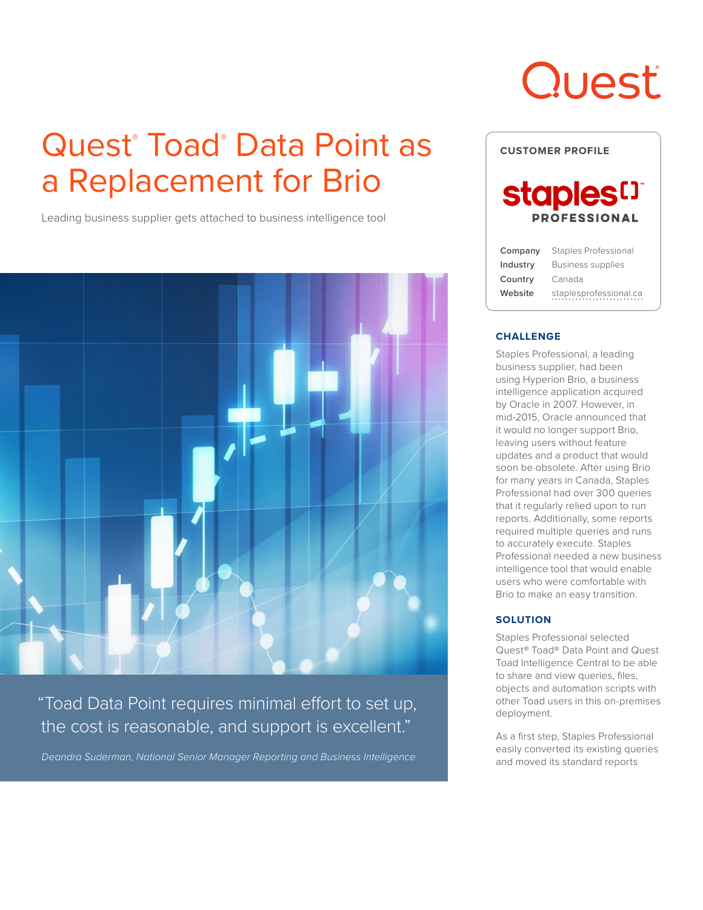Quest

# Quest® Toad® Data Point as a Replacement for Brio

Leading business supplier gets attached to business intelligence tool

“Toad Data Point requires minimal effort to set up, the cost is reasonable, and support is excellent.”

*Deandra Suderman, National Senior Manager Reporting and Business Intelligence*

**CUSTOMER PROFILE**

staples PROFESSIONAL

| | |
|---|---|
| **Company** | Staples Professional |
| **Industry** | Business supplies |
| **Country** | Canada |
| **Website** | staplesprofessional.ca |

## CHALLENGE

Staples Professional, a leading business supplier, had been using Hyperion Brio, a business intelligence application acquired by Oracle in 2007. However, in mid-2015, Oracle announced that it would no longer support Brio, leaving users without feature updates and a product that would soon be obsolete. After using Brio for many years in Canada, Staples Professional had over 300 queries that it regularly relied upon to run reports. Additionally, some reports required multiple queries and runs to accurately execute. Staples Professional needed a new business intelligence tool that would enable users who were comfortable with Brio to make an easy transition.

## SOLUTION

Staples Professional selected Quest® Toad® Data Point and Quest Toad Intelligence Central to be able to share and view queries, files, objects and automation scripts with other Toad users in this on-premises deployment.

As a first step, Staples Professional easily converted its existing queries and moved its standard reports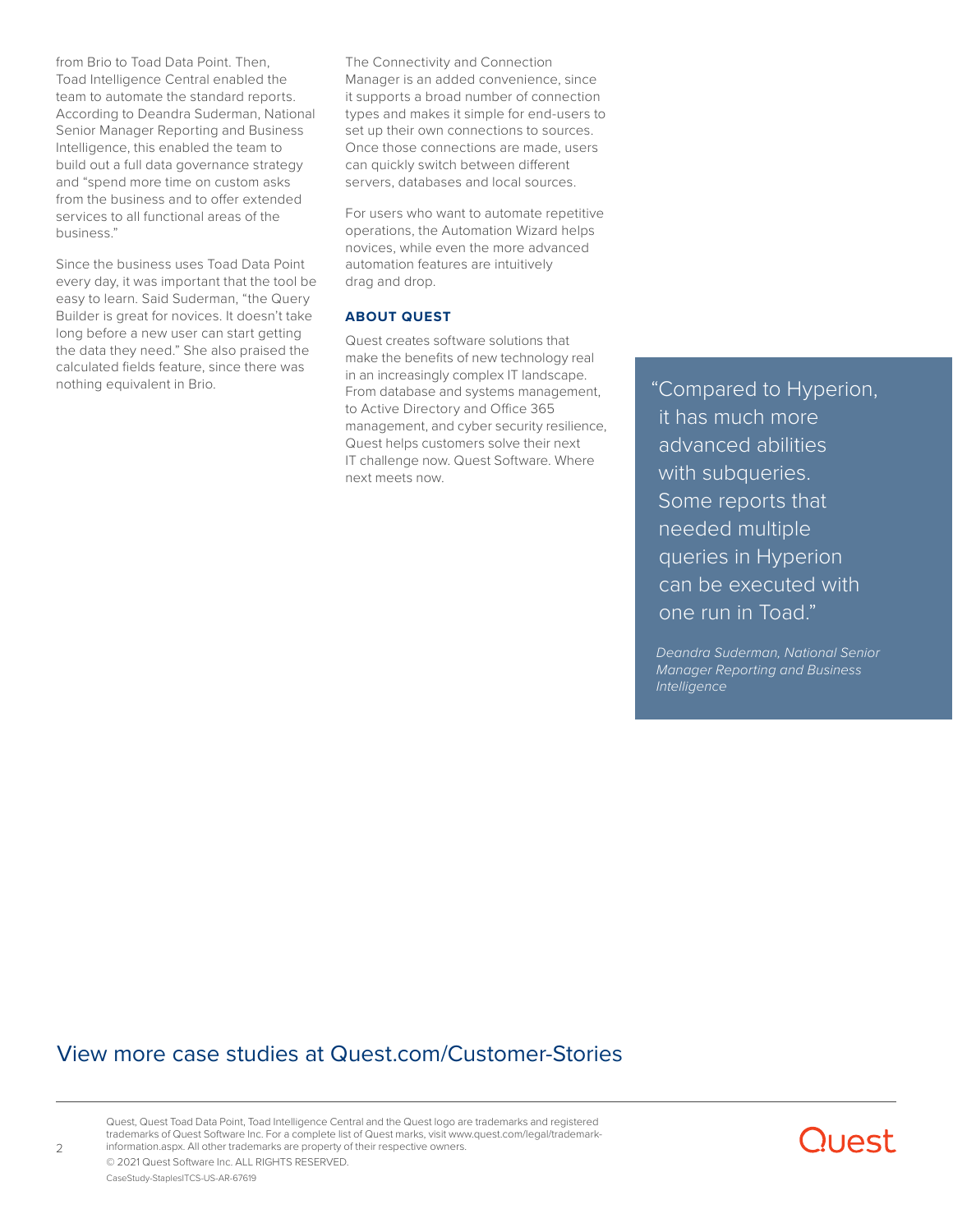from Brio to Toad Data Point. Then, Toad Intelligence Central enabled the team to automate the standard reports. According to Deandra Suderman, National Senior Manager Reporting and Business Intelligence, this enabled the team to build out a full data governance strategy and "spend more time on custom asks from the business and to offer extended services to all functional areas of the business."

Since the business uses Toad Data Point every day, it was important that the tool be easy to learn. Said Suderman, "the Query Builder is great for novices. It doesn't take long before a new user can start getting the data they need." She also praised the calculated fields feature, since there was nothing equivalent in Brio.

The Connectivity and Connection Manager is an added convenience, since it supports a broad number of connection types and makes it simple for end-users to set up their own connections to sources. Once those connections are made, users can quickly switch between different servers, databases and local sources.

For users who want to automate repetitive operations, the Automation Wizard helps novices, while even the more advanced automation features are intuitively drag and drop.

### ABOUT QUEST

Quest creates software solutions that make the benefits of new technology real in an increasingly complex IT landscape. From database and systems management, to Active Directory and Office 365 management, and cyber security resilience, Quest helps customers solve their next IT challenge now. Quest Software. Where next meets now.

> "Compared to Hyperion, it has much more advanced abilities with subqueries. Some reports that needed multiple queries in Hyperion can be executed with one run in Toad."
>
> *Deandra Suderman, National Senior Manager Reporting and Business Intelligence*

## View more case studies at Quest.com/Customer-Stories

Quest, Quest Toad Data Point, Toad Intelligence Central and the Quest logo are trademarks and registered trademarks of Quest Software Inc. For a complete list of Quest marks, visit www.quest.com/legal/trademark-information.aspx. All other trademarks are property of their respective owners.

© 2021 Quest Software Inc. ALL RIGHTS RESERVED.

CaseStudy-StaplesITCS-US-AR-67619

Quest